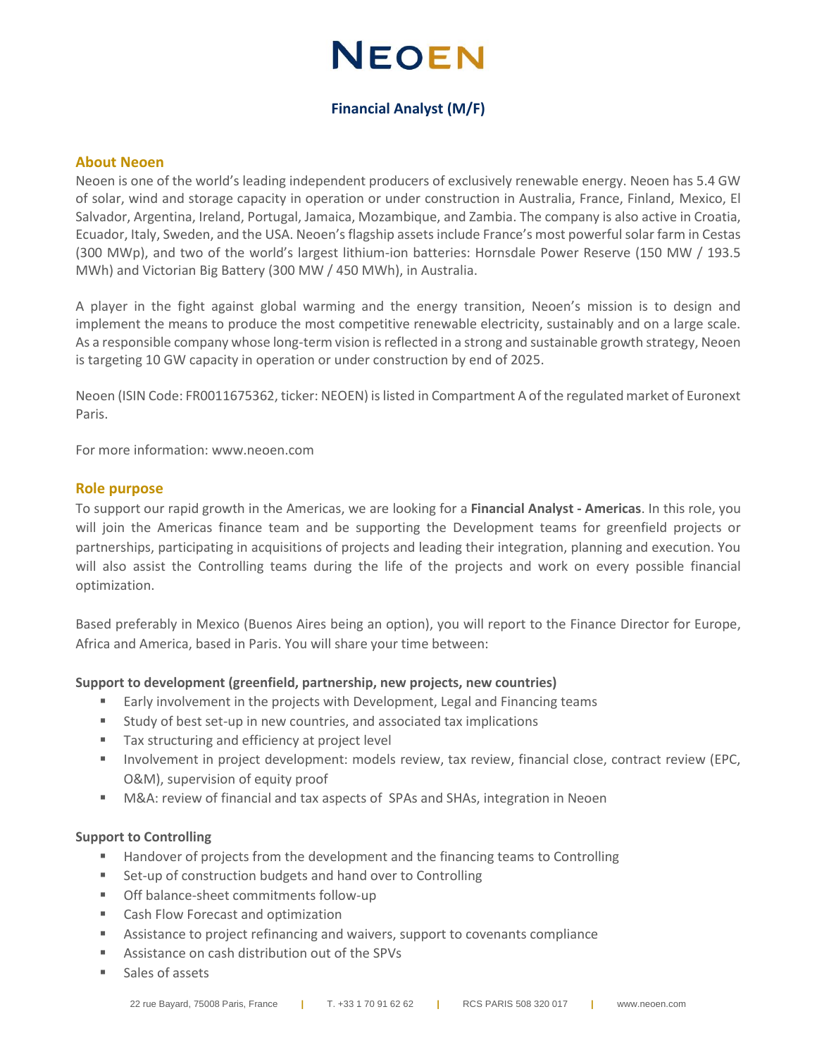# NEOEN

## Financial Analyst (M/F)

### About Neoen

Neoen is one of the world's leading independent producers of exclusively renewable energy. Neoen has 5.4 GW of solar, wind and storage capacity in operation or under construction in Australia, France, Finland, Mexico, El Salvador, Argentina, Ireland, Portugal, Jamaica, Mozambique, and Zambia. The company is also active in Croatia, Ecuador, Italy, Sweden, and the USA. Neoen's flagship assets include France's most powerful solar farm in Cestas (300 MWp), and two of the world's largest lithium-ion batteries: Hornsdale Power Reserve (150 MW / 193.5 MWh) and Victorian Big Battery (300 MW / 450 MWh), in Australia.

A player in the fight against global warming and the energy transition, Neoen's mission is to design and implement the means to produce the most competitive renewable electricity, sustainably and on a large scale. As a responsible company whose long-term vision is reflected in a strong and sustainable growth strategy, Neoen is targeting 10 GW capacity in operation or under construction by end of 2025.

Neoen (ISIN Code: FR0011675362, ticker: NEOEN) is listed in Compartment A of the regulated market of Euronext Paris.

For more information: www.neoen.com

### Role purpose

To support our rapid growth in the Americas, we are looking for a **Financial Analyst - Americas**. In this role, you will join the Americas finance team and be supporting the Development teams for greenfield projects or partnerships, participating in acquisitions of projects and leading their integration, planning and execution. You will also assist the Controlling teams during the life of the projects and work on every possible financial optimization.

Based preferably in Mexico (Buenos Aires being an option), you will report to the Finance Director for Europe, Africa and America, based in Paris. You will share your time between:

**Support to development (greenfield, partnership, new projects, new countries)**

- Early involvement in the projects with Development, Legal and Financing teams
- Study of best set-up in new countries, and associated tax implications
- Tax structuring and efficiency at project level
- Involvement in project development: models review, tax review, financial close, contract review (EPC, O&M), supervision of equity proof
- M&A: review of financial and tax aspects of SPAs and SHAs, integration in Neoen

**Support to Controlling**

- Handover of projects from the development and the financing teams to Controlling
- Set-up of construction budgets and hand over to Controlling
- Off balance-sheet commitments follow-up
- Cash Flow Forecast and optimization
- Assistance to project refinancing and waivers, support to covenants compliance
- Assistance on cash distribution out of the SPVs
- Sales of assets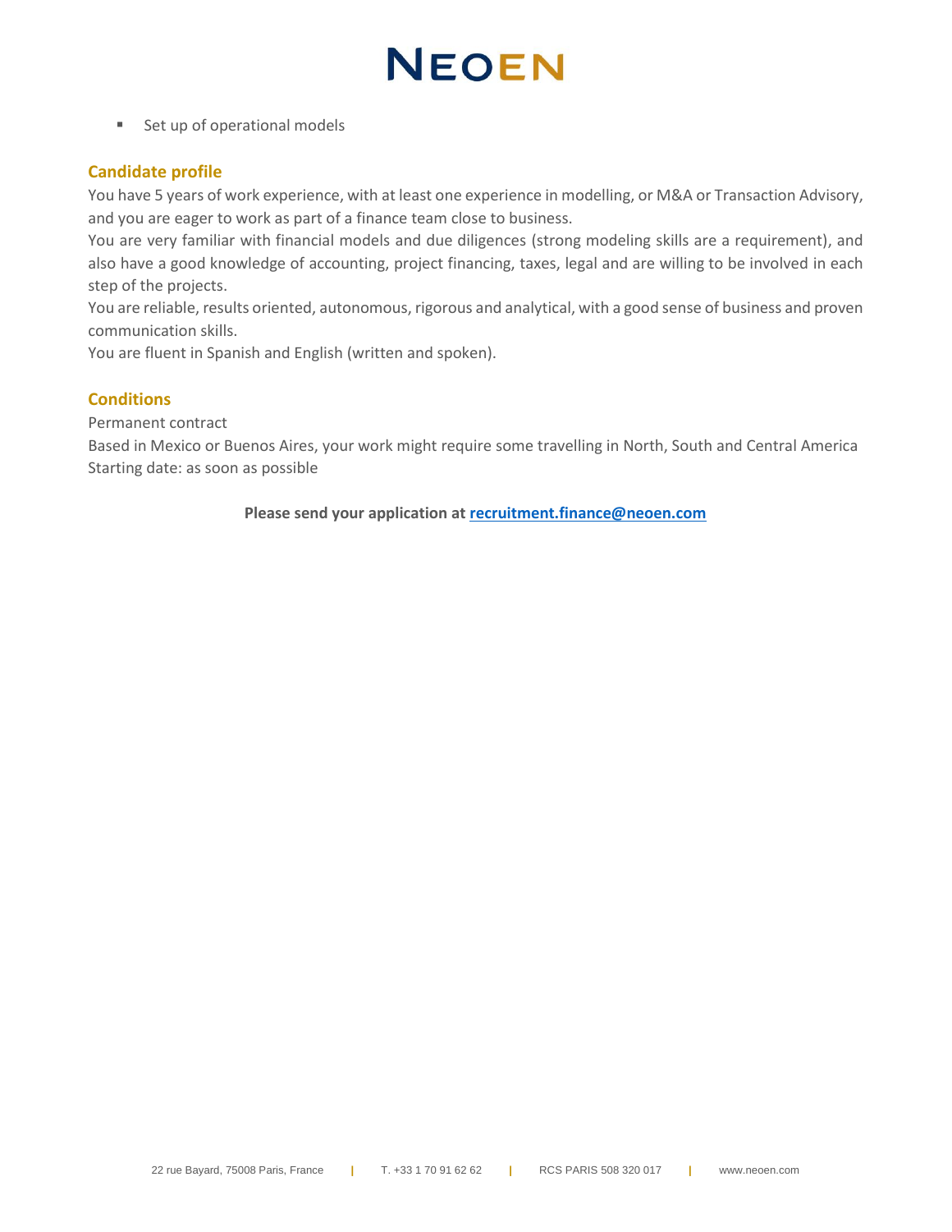- Set up of operational models

## Candidate profile

You have 5 years of work experience, with at least one experience in modelling, or M&A or Transaction Advisory, and you are eager to work as part of a finance team close to business.

You are very familiar with financial models and due diligences (strong modeling skills are a requirement), and also have a good knowledge of accounting, project financing, taxes, legal and are willing to be involved in each step of the projects.

You are reliable, results oriented, autonomous, rigorous and analytical, with a good sense of business and proven communication skills.

You are fluent in Spanish and English (written and spoken).

## Conditions

Permanent contract

Based in Mexico or Buenos Aires, your work might require some travelling in North, South and Central America

Starting date: as soon as possible

**Please send your application at recruitment.finance@neoen.com**